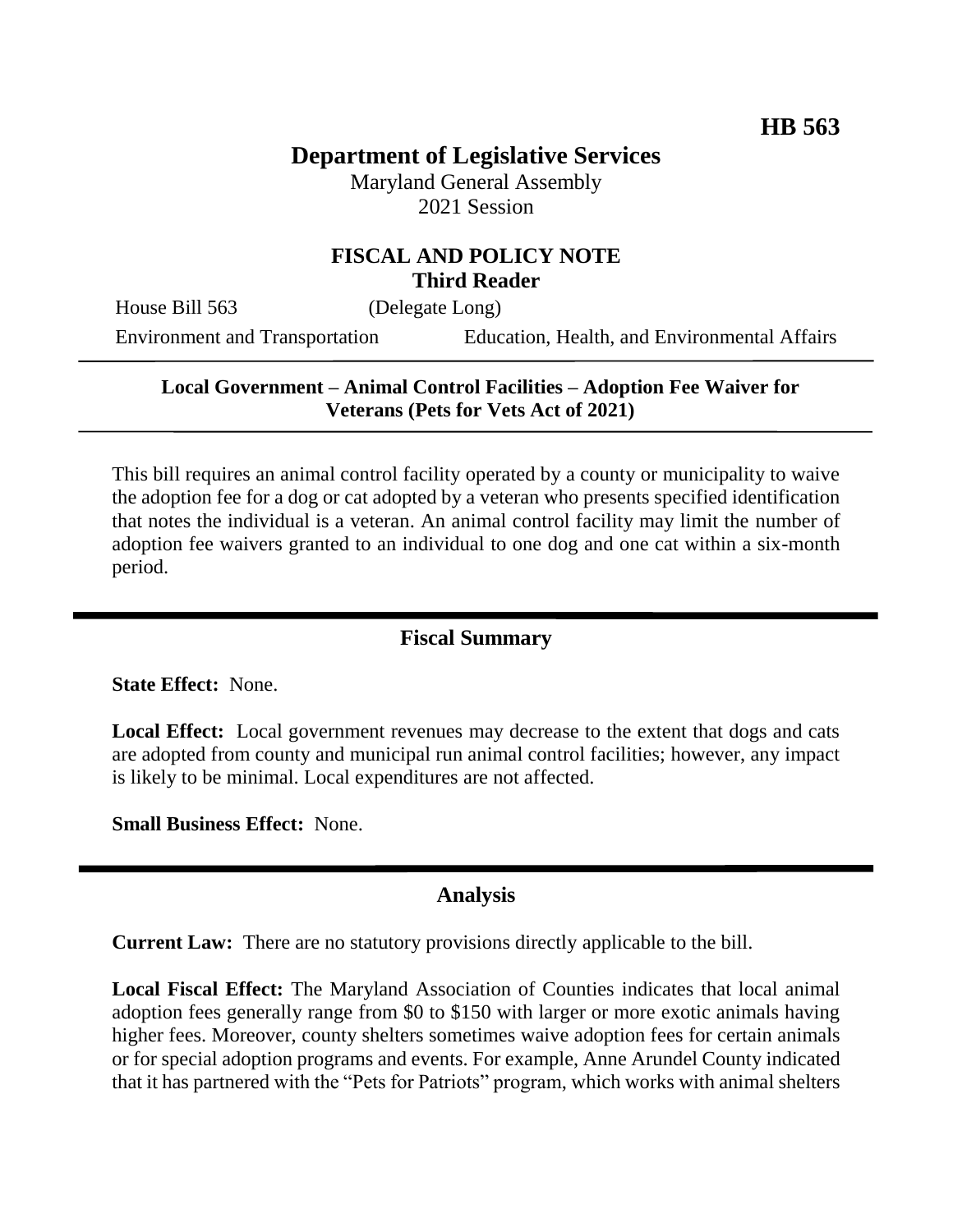HB 563

# Department of Legislative Services

Maryland General Assembly
2021 Session

## FISCAL AND POLICY NOTE
**Third Reader**

House Bill 563 (Delegate Long)

Environment and Transportation Education, Health, and Environmental Affairs

**Local Government – Animal Control Facilities – Adoption Fee Waiver for Veterans (Pets for Vets Act of 2021)**

This bill requires an animal control facility operated by a county or municipality to waive the adoption fee for a dog or cat adopted by a veteran who presents specified identification that notes the individual is a veteran. An animal control facility may limit the number of adoption fee waivers granted to an individual to one dog and one cat within a six-month period.

## Fiscal Summary

**State Effect:** None.

**Local Effect:** Local government revenues may decrease to the extent that dogs and cats are adopted from county and municipal run animal control facilities; however, any impact is likely to be minimal. Local expenditures are not affected.

**Small Business Effect:** None.

## Analysis

**Current Law:** There are no statutory provisions directly applicable to the bill.

**Local Fiscal Effect:** The Maryland Association of Counties indicates that local animal adoption fees generally range from $0 to $150 with larger or more exotic animals having higher fees. Moreover, county shelters sometimes waive adoption fees for certain animals or for special adoption programs and events. For example, Anne Arundel County indicated that it has partnered with the "Pets for Patriots" program, which works with animal shelters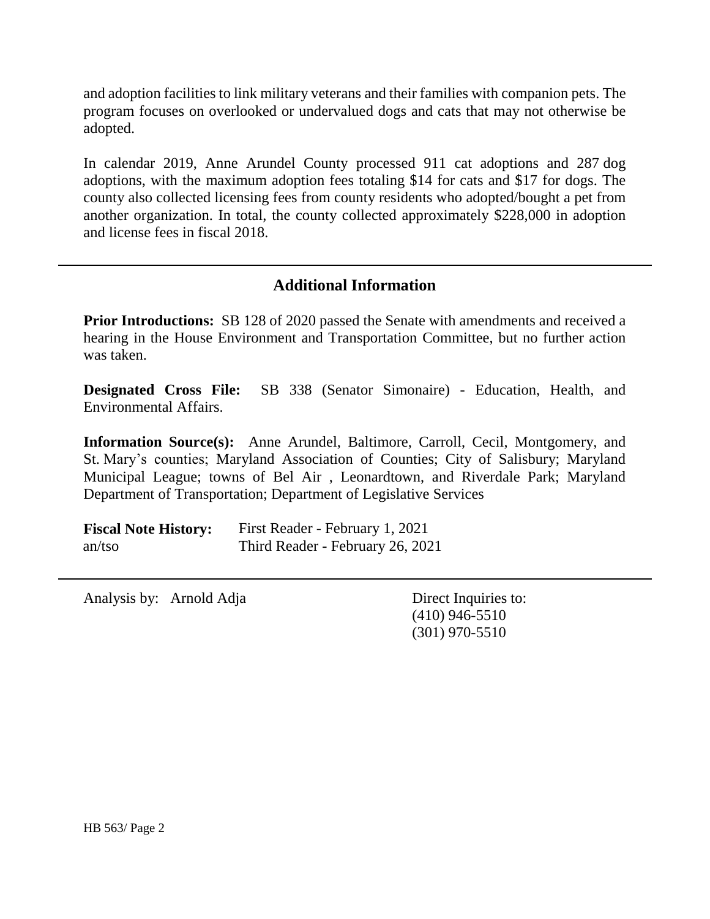and adoption facilities to link military veterans and their families with companion pets. The program focuses on overlooked or undervalued dogs and cats that may not otherwise be adopted.

In calendar 2019, Anne Arundel County processed 911 cat adoptions and 287 dog adoptions, with the maximum adoption fees totaling $14 for cats and $17 for dogs. The county also collected licensing fees from county residents who adopted/bought a pet from another organization. In total, the county collected approximately $228,000 in adoption and license fees in fiscal 2018.

## Additional Information

**Prior Introductions:** SB 128 of 2020 passed the Senate with amendments and received a hearing in the House Environment and Transportation Committee, but no further action was taken.

**Designated Cross File:** SB 338 (Senator Simonaire) - Education, Health, and Environmental Affairs.

**Information Source(s):** Anne Arundel, Baltimore, Carroll, Cecil, Montgomery, and St. Mary's counties; Maryland Association of Counties; City of Salisbury; Maryland Municipal League; towns of Bel Air , Leonardtown, and Riverdale Park; Maryland Department of Transportation; Department of Legislative Services

**Fiscal Note History:** First Reader - February 1, 2021
an/tso Third Reader - February 26, 2021

Analysis by: Arnold Adja

Direct Inquiries to:
(410) 946-5510
(301) 970-5510